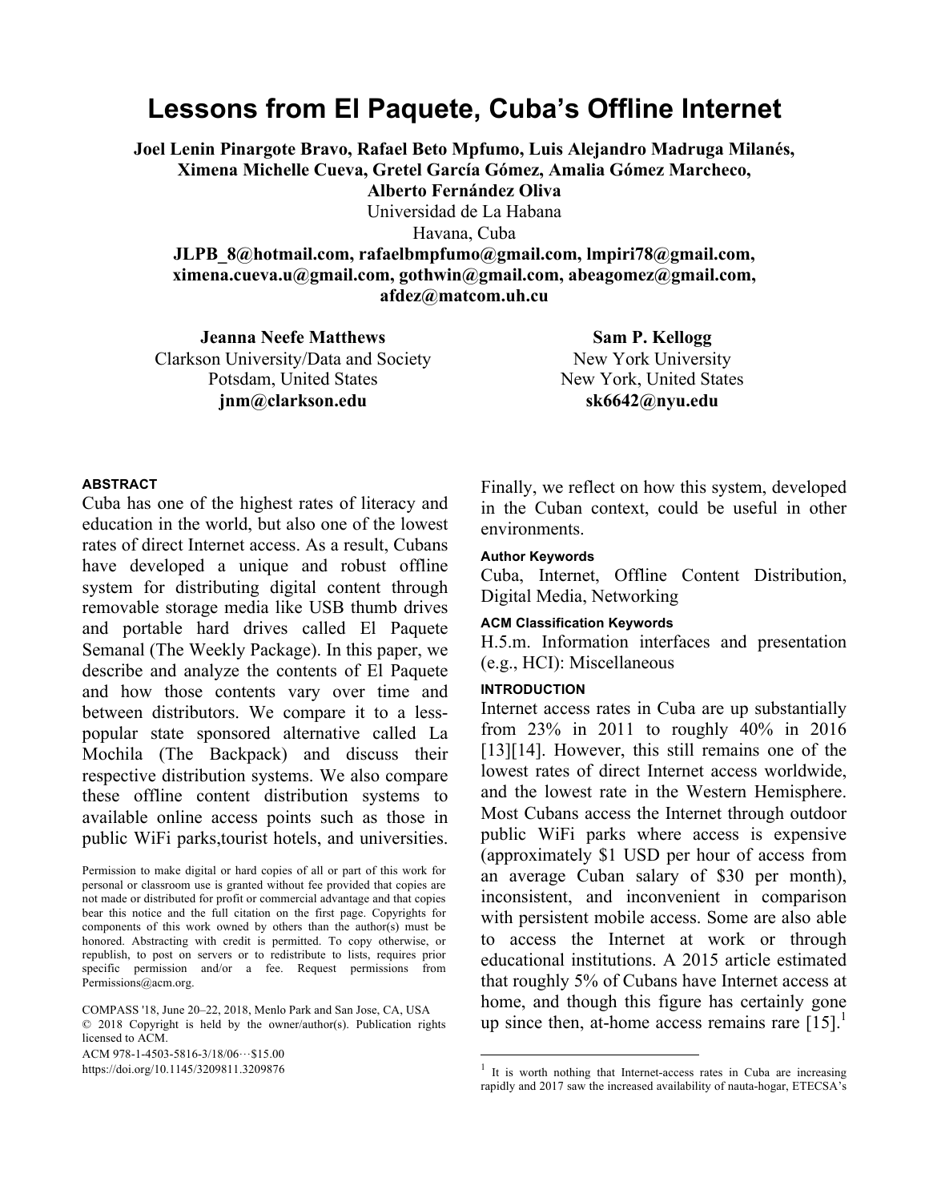# Lessons from El Paquete, Cuba's Offline Internet

**Joel Lenin Pinargote Bravo, Rafael Beto Mpfumo, Luis Alejandro Madruga Milanés, Ximena Michelle Cueva, Gretel García Gómez, Amalia Gómez Marcheco, Alberto Fernández Oliva**
Universidad de La Habana
Havana, Cuba
**JLPB_8@hotmail.com, rafaelbmpfumo@gmail.com, lmpiri78@gmail.com, ximena.cueva.u@gmail.com, gothwin@gmail.com, abeagomez@gmail.com, afdez@matcom.uh.cu**

**Jeanna Neefe Matthews**
Clarkson University/Data and Society
Potsdam, United States
**jnm@clarkson.edu**

**Sam P. Kellogg**
New York University
New York, United States
**sk6642@nyu.edu**

## ABSTRACT

Cuba has one of the highest rates of literacy and education in the world, but also one of the lowest rates of direct Internet access. As a result, Cubans have developed a unique and robust offline system for distributing digital content through removable storage media like USB thumb drives and portable hard drives called El Paquete Semanal (The Weekly Package). In this paper, we describe and analyze the contents of El Paquete and how those contents vary over time and between distributors. We compare it to a less-popular state sponsored alternative called La Mochila (The Backpack) and discuss their respective distribution systems. We also compare these offline content distribution systems to available online access points such as those in public WiFi parks,tourist hotels, and universities. Finally, we reflect on how this system, developed in the Cuban context, could be useful in other environments.

Permission to make digital or hard copies of all or part of this work for personal or classroom use is granted without fee provided that copies are not made or distributed for profit or commercial advantage and that copies bear this notice and the full citation on the first page. Copyrights for components of this work owned by others than the author(s) must be honored. Abstracting with credit is permitted. To copy otherwise, or republish, to post on servers or to redistribute to lists, requires prior specific permission and/or a fee. Request permissions from Permissions@acm.org.

COMPASS '18, June 20–22, 2018, Menlo Park and San Jose, CA, USA
© 2018 Copyright is held by the owner/author(s). Publication rights licensed to ACM.
ACM 978-1-4503-5816-3/18/06…$15.00
https://doi.org/10.1145/3209811.3209876

### Author Keywords

Cuba, Internet, Offline Content Distribution, Digital Media, Networking

### ACM Classification Keywords

H.5.m. Information interfaces and presentation (e.g., HCI): Miscellaneous

## INTRODUCTION

Internet access rates in Cuba are up substantially from 23% in 2011 to roughly 40% in 2016 [13][14]. However, this still remains one of the lowest rates of direct Internet access worldwide, and the lowest rate in the Western Hemisphere. Most Cubans access the Internet through outdoor public WiFi parks where access is expensive (approximately $1 USD per hour of access from an average Cuban salary of $30 per month), inconsistent, and inconvenient in comparison with persistent mobile access. Some are also able to access the Internet at work or through educational institutions. A 2015 article estimated that roughly 5% of Cubans have Internet access at home, and though this figure has certainly gone up since then, at-home access remains rare [15].[1]

[1] It is worth nothing that Internet-access rates in Cuba are increasing rapidly and 2017 saw the increased availability of nauta-hogar, ETECSA's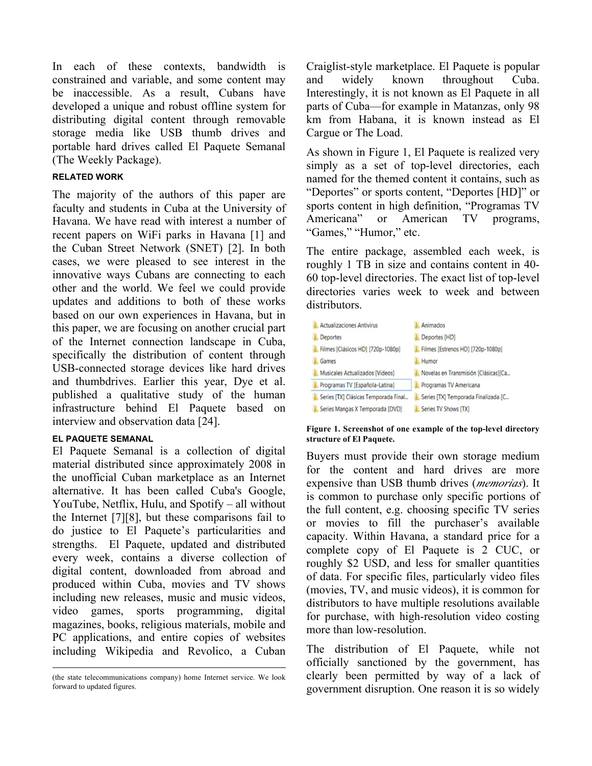In each of these contexts, bandwidth is constrained and variable, and some content may be inaccessible. As a result, Cubans have developed a unique and robust offline system for distributing digital content through removable storage media like USB thumb drives and portable hard drives called El Paquete Semanal (The Weekly Package).

## RELATED WORK

The majority of the authors of this paper are faculty and students in Cuba at the University of Havana. We have read with interest a number of recent papers on WiFi parks in Havana [1] and the Cuban Street Network (SNET) [2]. In both cases, we were pleased to see interest in the innovative ways Cubans are connecting to each other and the world. We feel we could provide updates and additions to both of these works based on our own experiences in Havana, but in this paper, we are focusing on another crucial part of the Internet connection landscape in Cuba, specifically the distribution of content through USB-connected storage devices like hard drives and thumbdrives. Earlier this year, Dye et al. published a qualitative study of the human infrastructure behind El Paquete based on interview and observation data [24].

## EL PAQUETE SEMANAL

El Paquete Semanal is a collection of digital material distributed since approximately 2008 in the unofficial Cuban marketplace as an Internet alternative. It has been called Cuba's Google, YouTube, Netflix, Hulu, and Spotify – all without the Internet [7][8], but these comparisons fail to do justice to El Paquete's particularities and strengths. El Paquete, updated and distributed every week, contains a diverse collection of digital content, downloaded from abroad and produced within Cuba, movies and TV shows including new releases, music and music videos, video games, sports programming, digital magazines, books, religious materials, mobile and PC applications, and entire copies of websites including Wikipedia and Revolico, a Cuban Craiglist-style marketplace. El Paquete is popular and widely known throughout Cuba. Interestingly, it is not known as El Paquete in all parts of Cuba—for example in Matanzas, only 98 km from Habana, it is known instead as El Cargue or The Load.

As shown in Figure 1, El Paquete is realized very simply as a set of top-level directories, each named for the themed content it contains, such as "Deportes" or sports content, "Deportes [HD]" or sports content in high definition, "Programas TV Americana" or American TV programs, "Games," "Humor," etc.

The entire package, assembled each week, is roughly 1 TB in size and contains content in 40-60 top-level directories. The exact list of top-level directories varies week to week and between distributors.

| | |
|---|---|
| Actualizaciones Antivirus | Animados |
| Deportes | Deportes [HD] |
| Filmes [Clásicos HD] [720p-1080p] | Filmes [Estrenos HD] [720p-1080p] |
| Games | Humor |
| Musicales Actualizados [Videos] | Novelas en Transmisión [Clásicas][Ca... |
| Programas TV [Española-Latina] | Programas TV Americana |
| Series [TX] Clásicas Temporada Final... | Series [TX] Temporada Finalizada [C... |
| Series Mangas X Temporada [DVD] | Series TV Shows [TX] |

**Figure 1. Screenshot of one example of the top-level directory structure of El Paquete.**

Buyers must provide their own storage medium for the content and hard drives are more expensive than USB thumb drives (*memorias*). It is common to purchase only specific portions of the full content, e.g. choosing specific TV series or movies to fill the purchaser's available capacity. Within Havana, a standard price for a complete copy of El Paquete is 2 CUC, or roughly $2 USD, and less for smaller quantities of data. For specific files, particularly video files (movies, TV, and music videos), it is common for distributors to have multiple resolutions available for purchase, with high-resolution video costing more than low-resolution.

The distribution of El Paquete, while not officially sanctioned by the government, has clearly been permitted by way of a lack of government disruption. One reason it is so widely

---

(the state telecommunications company) home Internet service. We look forward to updated figures.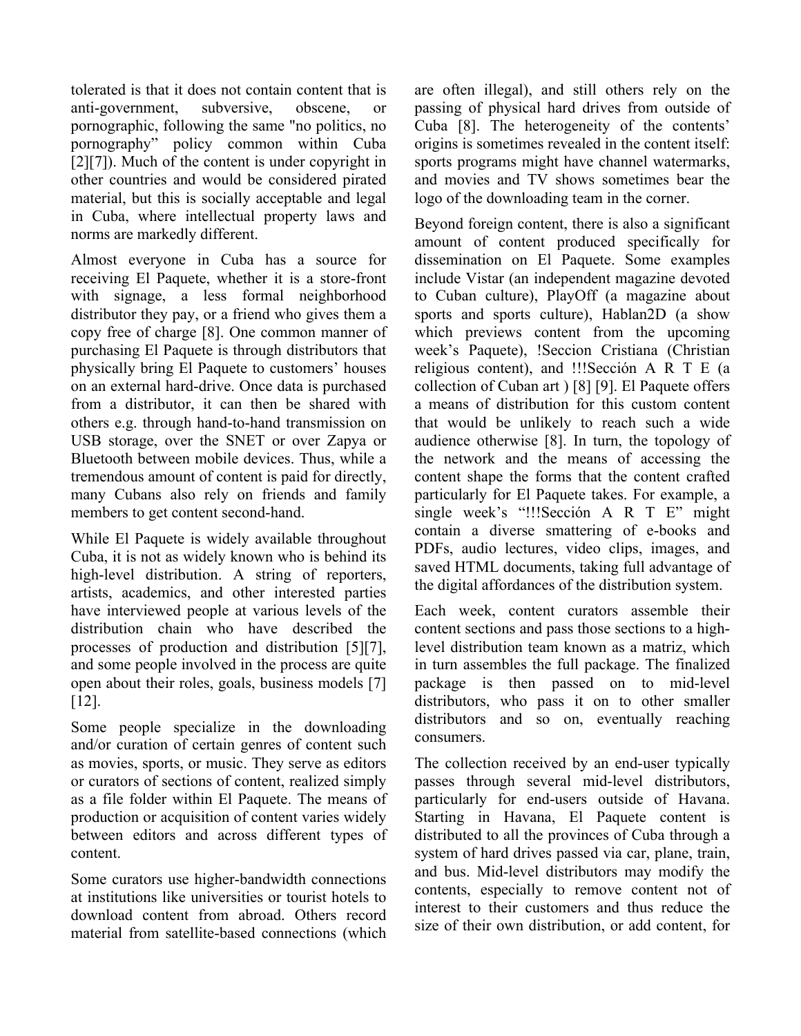tolerated is that it does not contain content that is anti-government, subversive, obscene, or pornographic, following the same "no politics, no pornography" policy common within Cuba [2][7]). Much of the content is under copyright in other countries and would be considered pirated material, but this is socially acceptable and legal in Cuba, where intellectual property laws and norms are markedly different.

Almost everyone in Cuba has a source for receiving El Paquete, whether it is a store-front with signage, a less formal neighborhood distributor they pay, or a friend who gives them a copy free of charge [8]. One common manner of purchasing El Paquete is through distributors that physically bring El Paquete to customers' houses on an external hard-drive. Once data is purchased from a distributor, it can then be shared with others e.g. through hand-to-hand transmission on USB storage, over the SNET or over Zapya or Bluetooth between mobile devices. Thus, while a tremendous amount of content is paid for directly, many Cubans also rely on friends and family members to get content second-hand.

While El Paquete is widely available throughout Cuba, it is not as widely known who is behind its high-level distribution. A string of reporters, artists, academics, and other interested parties have interviewed people at various levels of the distribution chain who have described the processes of production and distribution [5][7], and some people involved in the process are quite open about their roles, goals, business models [7] [12].

Some people specialize in the downloading and/or curation of certain genres of content such as movies, sports, or music. They serve as editors or curators of sections of content, realized simply as a file folder within El Paquete. The means of production or acquisition of content varies widely between editors and across different types of content.

Some curators use higher-bandwidth connections at institutions like universities or tourist hotels to download content from abroad. Others record material from satellite-based connections (which are often illegal), and still others rely on the passing of physical hard drives from outside of Cuba [8]. The heterogeneity of the contents' origins is sometimes revealed in the content itself: sports programs might have channel watermarks, and movies and TV shows sometimes bear the logo of the downloading team in the corner.

Beyond foreign content, there is also a significant amount of content produced specifically for dissemination on El Paquete. Some examples include Vistar (an independent magazine devoted to Cuban culture), PlayOff (a magazine about sports and sports culture), Hablan2D (a show which previews content from the upcoming week's Paquete), !Seccion Cristiana (Christian religious content), and !!!Sección A R T E (a collection of Cuban art ) [8] [9]. El Paquete offers a means of distribution for this custom content that would be unlikely to reach such a wide audience otherwise [8]. In turn, the topology of the network and the means of accessing the content shape the forms that the content crafted particularly for El Paquete takes. For example, a single week's "!!!Sección A R T E" might contain a diverse smattering of e-books and PDFs, audio lectures, video clips, images, and saved HTML documents, taking full advantage of the digital affordances of the distribution system.

Each week, content curators assemble their content sections and pass those sections to a high-level distribution team known as a matriz, which in turn assembles the full package. The finalized package is then passed on to mid-level distributors, who pass it on to other smaller distributors and so on, eventually reaching consumers.

The collection received by an end-user typically passes through several mid-level distributors, particularly for end-users outside of Havana. Starting in Havana, El Paquete content is distributed to all the provinces of Cuba through a system of hard drives passed via car, plane, train, and bus. Mid-level distributors may modify the contents, especially to remove content not of interest to their customers and thus reduce the size of their own distribution, or add content, for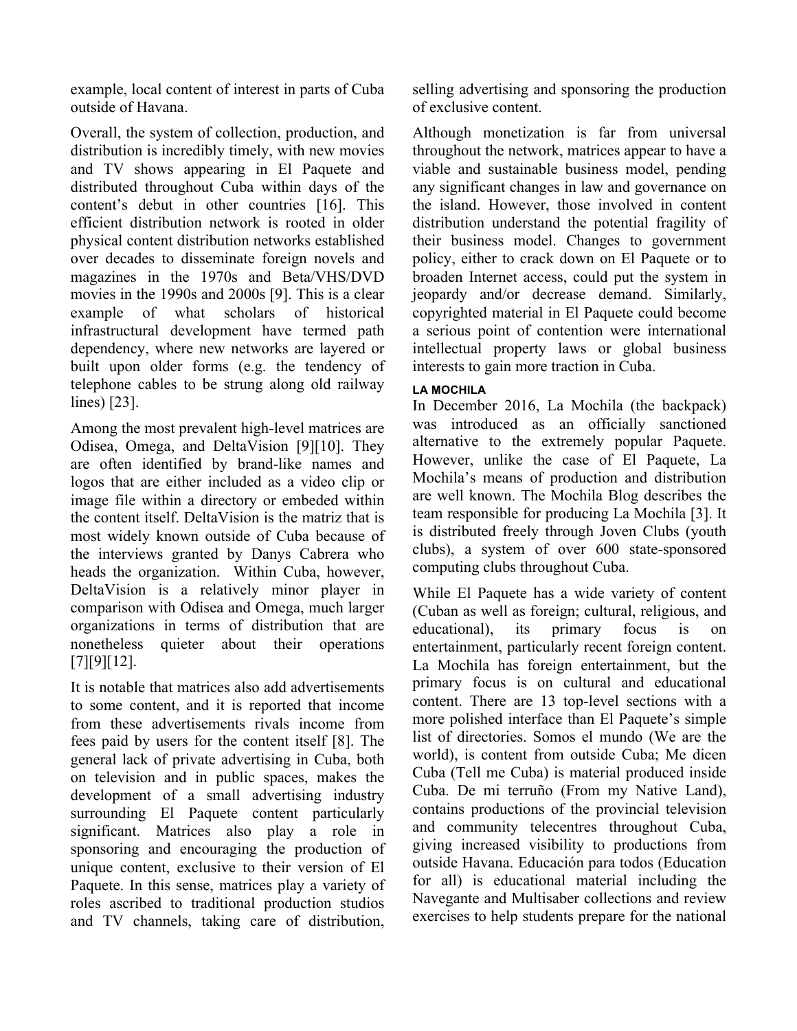example, local content of interest in parts of Cuba outside of Havana.

Overall, the system of collection, production, and distribution is incredibly timely, with new movies and TV shows appearing in El Paquete and distributed throughout Cuba within days of the content's debut in other countries [16]. This efficient distribution network is rooted in older physical content distribution networks established over decades to disseminate foreign novels and magazines in the 1970s and Beta/VHS/DVD movies in the 1990s and 2000s [9]. This is a clear example of what scholars of historical infrastructural development have termed path dependency, where new networks are layered or built upon older forms (e.g. the tendency of telephone cables to be strung along old railway lines) [23].

Among the most prevalent high-level matrices are Odisea, Omega, and DeltaVision [9][10]. They are often identified by brand-like names and logos that are either included as a video clip or image file within a directory or embeded within the content itself. DeltaVision is the matriz that is most widely known outside of Cuba because of the interviews granted by Danys Cabrera who heads the organization. Within Cuba, however, DeltaVision is a relatively minor player in comparison with Odisea and Omega, much larger organizations in terms of distribution that are nonetheless quieter about their operations [7][9][12].

It is notable that matrices also add advertisements to some content, and it is reported that income from these advertisements rivals income from fees paid by users for the content itself [8]. The general lack of private advertising in Cuba, both on television and in public spaces, makes the development of a small advertising industry surrounding El Paquete content particularly significant. Matrices also play a role in sponsoring and encouraging the production of unique content, exclusive to their version of El Paquete. In this sense, matrices play a variety of roles ascribed to traditional production studios and TV channels, taking care of distribution, selling advertising and sponsoring the production of exclusive content.

Although monetization is far from universal throughout the network, matrices appear to have a viable and sustainable business model, pending any significant changes in law and governance on the island. However, those involved in content distribution understand the potential fragility of their business model. Changes to government policy, either to crack down on El Paquete or to broaden Internet access, could put the system in jeopardy and/or decrease demand. Similarly, copyrighted material in El Paquete could become a serious point of contention were international intellectual property laws or global business interests to gain more traction in Cuba.

### LA MOCHILA

In December 2016, La Mochila (the backpack) was introduced as an officially sanctioned alternative to the extremely popular Paquete. However, unlike the case of El Paquete, La Mochila's means of production and distribution are well known. The Mochila Blog describes the team responsible for producing La Mochila [3]. It is distributed freely through Joven Clubs (youth clubs), a system of over 600 state-sponsored computing clubs throughout Cuba.

While El Paquete has a wide variety of content (Cuban as well as foreign; cultural, religious, and educational), its primary focus is on entertainment, particularly recent foreign content. La Mochila has foreign entertainment, but the primary focus is on cultural and educational content. There are 13 top-level sections with a more polished interface than El Paquete's simple list of directories. Somos el mundo (We are the world), is content from outside Cuba; Me dicen Cuba (Tell me Cuba) is material produced inside Cuba. De mi terruño (From my Native Land), contains productions of the provincial television and community telecentres throughout Cuba, giving increased visibility to productions from outside Havana. Educación para todos (Education for all) is educational material including the Navegante and Multisaber collections and review exercises to help students prepare for the national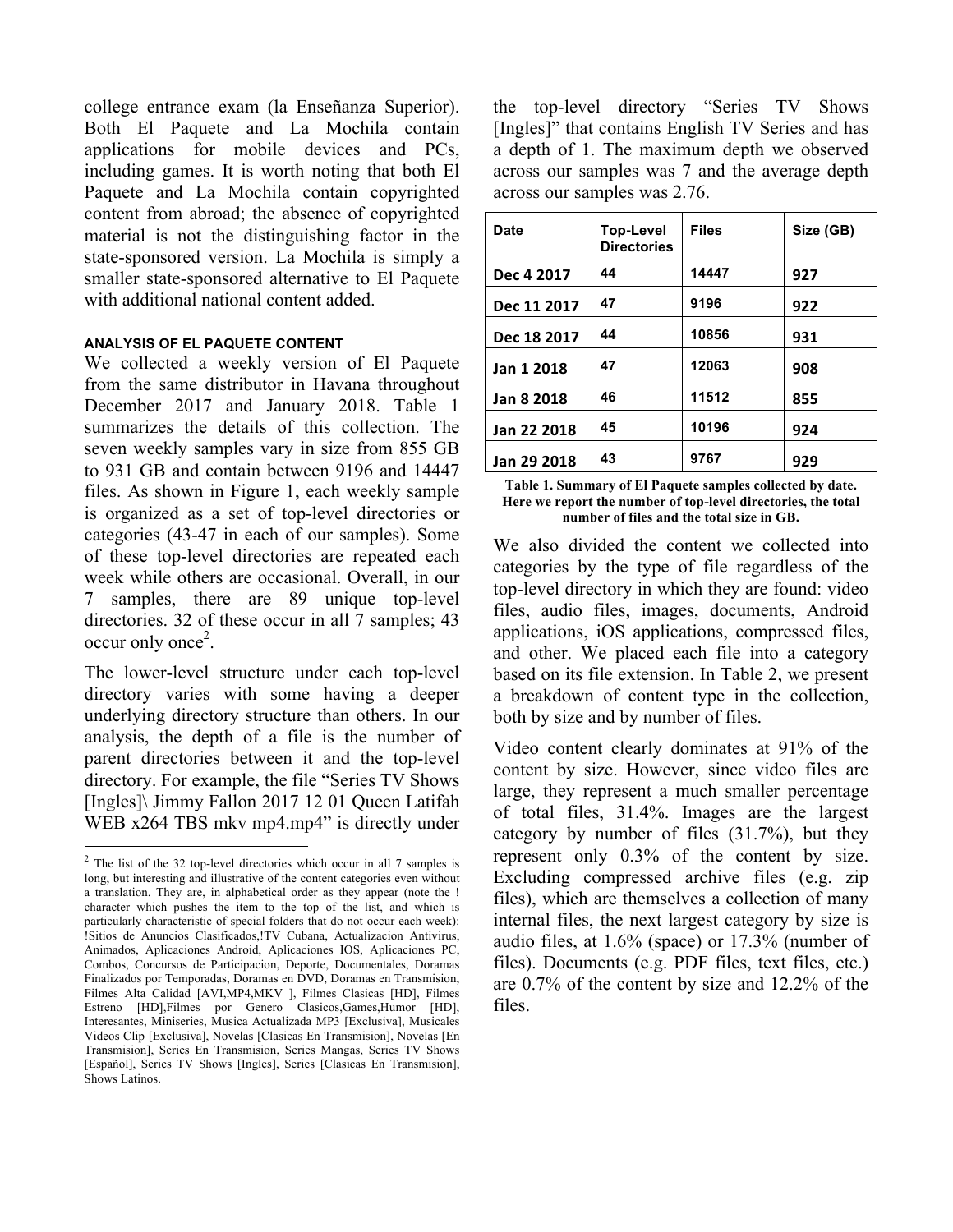college entrance exam (la Enseñanza Superior). Both El Paquete and La Mochila contain applications for mobile devices and PCs, including games. It is worth noting that both El Paquete and La Mochila contain copyrighted content from abroad; the absence of copyrighted material is not the distinguishing factor in the state-sponsored version. La Mochila is simply a smaller state-sponsored alternative to El Paquete with additional national content added.

### ANALYSIS OF EL PAQUETE CONTENT

We collected a weekly version of El Paquete from the same distributor in Havana throughout December 2017 and January 2018. Table 1 summarizes the details of this collection. The seven weekly samples vary in size from 855 GB to 931 GB and contain between 9196 and 14447 files. As shown in Figure 1, each weekly sample is organized as a set of top-level directories or categories (43-47 in each of our samples). Some of these top-level directories are repeated each week while others are occasional. Overall, in our 7 samples, there are 89 unique top-level directories. 32 of these occur in all 7 samples; 43 occur only once[2].

The lower-level structure under each top-level directory varies with some having a deeper underlying directory structure than others. In our analysis, the depth of a file is the number of parent directories between it and the top-level directory. For example, the file "Series TV Shows [Ingles]\ Jimmy Fallon 2017 12 01 Queen Latifah WEB x264 TBS mkv mp4.mp4" is directly under the top-level directory "Series TV Shows [Ingles]" that contains English TV Series and has a depth of 1. The maximum depth we observed across our samples was 7 and the average depth across our samples was 2.76.

| Date | Top-Level Directories | Files | Size (GB) |
|---|---|---|---|
| Dec 4 2017 | 44 | 14447 | 927 |
| Dec 11 2017 | 47 | 9196 | 922 |
| Dec 18 2017 | 44 | 10856 | 931 |
| Jan 1 2018 | 47 | 12063 | 908 |
| Jan 8 2018 | 46 | 11512 | 855 |
| Jan 22 2018 | 45 | 10196 | 924 |
| Jan 29 2018 | 43 | 9767 | 929 |

**Table 1. Summary of El Paquete samples collected by date. Here we report the number of top-level directories, the total number of files and the total size in GB.**

We also divided the content we collected into categories by the type of file regardless of the top-level directory in which they are found: video files, audio files, images, documents, Android applications, iOS applications, compressed files, and other. We placed each file into a category based on its file extension. In Table 2, we present a breakdown of content type in the collection, both by size and by number of files.

Video content clearly dominates at 91% of the content by size. However, since video files are large, they represent a much smaller percentage of total files, 31.4%. Images are the largest category by number of files (31.7%), but they represent only 0.3% of the content by size. Excluding compressed archive files (e.g. zip files), which are themselves a collection of many internal files, the next largest category by size is audio files, at 1.6% (space) or 17.3% (number of files). Documents (e.g. PDF files, text files, etc.) are 0.7% of the content by size and 12.2% of the files.

---

[2] The list of the 32 top-level directories which occur in all 7 samples is long, but interesting and illustrative of the content categories even without a translation. They are, in alphabetical order as they appear (note the ! character which pushes the item to the top of the list, and which is particularly characteristic of special folders that do not occur each week): !Sitios de Anuncios Clasificados,!TV Cubana, Actualizacion Antivirus, Animados, Aplicaciones Android, Aplicaciones IOS, Aplicaciones PC, Combos, Concursos de Participacion, Deporte, Documentales, Doramas Finalizados por Temporadas, Doramas en DVD, Doramas en Transmision, Filmes Alta Calidad [AVI,MP4,MKV ], Filmes Clasicas [HD], Filmes Estreno [HD],Filmes por Genero Clasicos,Games,Humor [HD], Interesantes, Miniseries, Musica Actualizada MP3 [Exclusiva], Musicales Videos Clip [Exclusiva], Novelas [Clasicas En Transmision], Novelas [En Transmision], Series En Transmision, Series Mangas, Series TV Shows [Español], Series TV Shows [Ingles], Series [Clasicas En Transmision], Shows Latinos.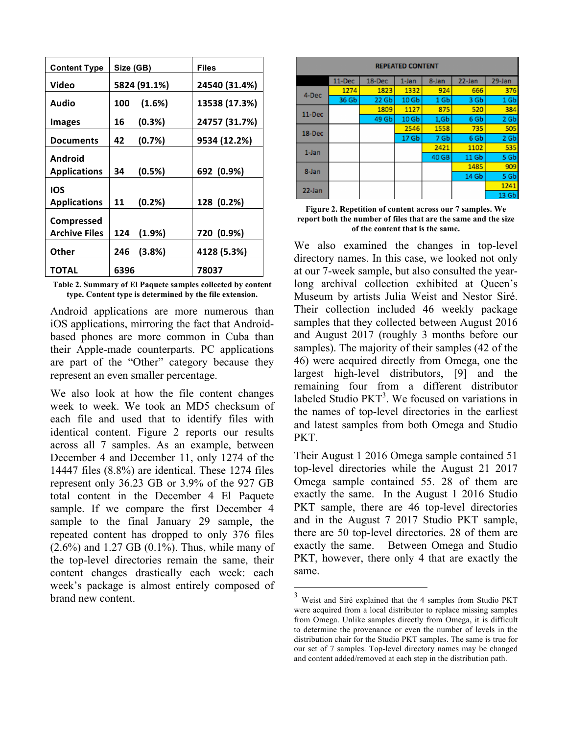| Content Type | Size (GB) | Files |
|---|---|---|
| Video | 5824 (91.1%) | 24540 (31.4%) |
| Audio | 100 (1.6%) | 13538 (17.3%) |
| Images | 16 (0.3%) | 24757 (31.7%) |
| Documents | 42 (0.7%) | 9534 (12.2%) |
| Android Applications | 34 (0.5%) | 692 (0.9%) |
| IOS Applications | 11 (0.2%) | 128 (0.2%) |
| Compressed Archive Files | 124 (1.9%) | 720 (0.9%) |
| Other | 246 (3.8%) | 4128 (5.3%) |
| TOTAL | 6396 | 78037 |

**Table 2. Summary of El Paquete samples collected by content type. Content type is determined by the file extension.**

Android applications are more numerous than iOS applications, mirroring the fact that Android-based phones are more common in Cuba than their Apple-made counterparts. PC applications are part of the "Other" category because they represent an even smaller percentage.

We also look at how the file content changes week to week. We took an MD5 checksum of each file and used that to identify files with identical content. Figure 2 reports our results across all 7 samples. As an example, between December 4 and December 11, only 1274 of the 14447 files (8.8%) are identical. These 1274 files represent only 36.23 GB or 3.9% of the 927 GB total content in the December 4 El Paquete sample. If we compare the first December 4 sample to the final January 29 sample, the repeated content has dropped to only 376 files (2.6%) and 1.27 GB (0.1%). Thus, while many of the top-level directories remain the same, their content changes drastically each week: each week's package is almost entirely composed of brand new content.

| REPEATED CONTENT | | | | | | |
|---|---|---|---|---|---|---|
| | 11-Dec | 18-Dec | 1-Jan | 8-Jan | 22-Jan | 29-Jan |
| 4-Dec | 1274 | 1823 | 1332 | 924 | 666 | 376 |
| | 36 Gb | 22 Gb | 10 Gb | 1 Gb | 3 Gb | 1 Gb |
| 11-Dec | | 1809 | 1127 | 875 | 520 | 384 |
| | | 49 Gb | 10 Gb | 1,Gb | 6 Gb | 2 Gb |
| 18-Dec | | | 2546 | 1558 | 735 | 505 |
| | | | 17 Gb | 7 Gb | 6 Gb | 2 Gb |
| 1-Jan | | | | 2421 | 1102 | 535 |
| | | | | 40 GB | 11 Gb | 5 Gb |
| 8-Jan | | | | | 1485 | 909 |
| | | | | | 14 Gb | 5 Gb |
| 22-Jan | | | | | | 1241 |
| | | | | | | 13 Gb |

**Figure 2. Repetition of content across our 7 samples. We report both the number of files that are the same and the size of the content that is the same.**

We also examined the changes in top-level directory names. In this case, we looked not only at our 7-week sample, but also consulted the year-long archival collection exhibited at Queen's Museum by artists Julia Weist and Nestor Siré. Their collection included 46 weekly package samples that they collected between August 2016 and August 2017 (roughly 3 months before our samples). The majority of their samples (42 of the 46) were acquired directly from Omega, one the largest high-level distributors, [9] and the remaining four from a different distributor labeled Studio PKT[3]. We focused on variations in the names of top-level directories in the earliest and latest samples from both Omega and Studio PKT.

Their August 1 2016 Omega sample contained 51 top-level directories while the August 21 2017 Omega sample contained 55. 28 of them are exactly the same. In the August 1 2016 Studio PKT sample, there are 46 top-level directories and in the August 7 2017 Studio PKT sample, there are 50 top-level directories. 28 of them are exactly the same. Between Omega and Studio PKT, however, there only 4 that are exactly the same.

[3] Weist and Siré explained that the 4 samples from Studio PKT were acquired from a local distributor to replace missing samples from Omega. Unlike samples directly from Omega, it is difficult to determine the provenance or even the number of levels in the distribution chair for the Studio PKT samples. The same is true for our set of 7 samples. Top-level directory names may be changed and content added/removed at each step in the distribution path.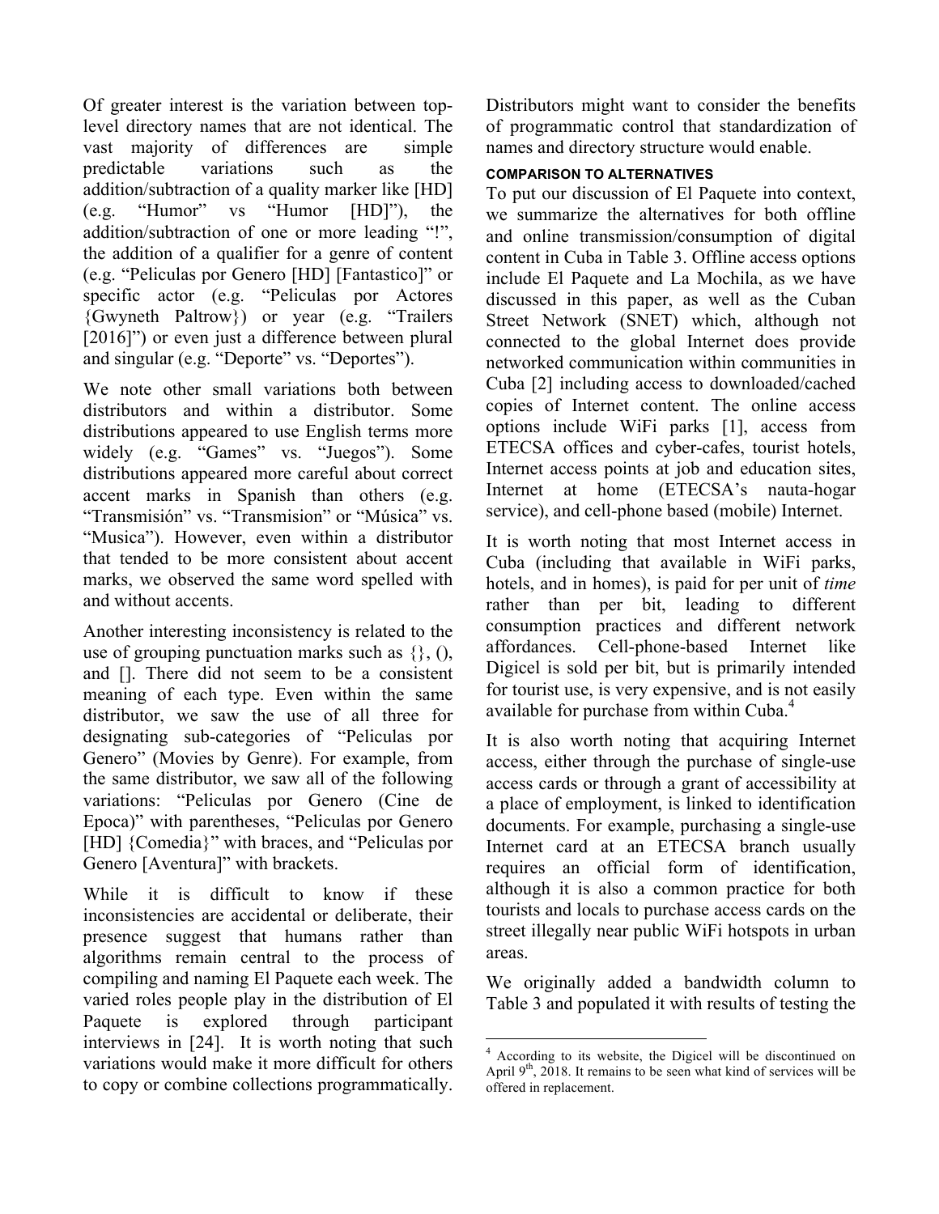Of greater interest is the variation between top-level directory names that are not identical. The vast majority of differences are simple predictable variations such as the addition/subtraction of a quality marker like [HD] (e.g. “Humor” vs “Humor [HD]”), the addition/subtraction of one or more leading “!”, the addition of a qualifier for a genre of content (e.g. “Peliculas por Genero [HD] [Fantastico]” or specific actor (e.g. “Peliculas por Actores {Gwyneth Paltrow}) or year (e.g. “Trailers [2016]”) or even just a difference between plural and singular (e.g. “Deporte” vs. “Deportes”).

We note other small variations both between distributors and within a distributor. Some distributions appeared to use English terms more widely (e.g. “Games” vs. “Juegos”). Some distributions appeared more careful about correct accent marks in Spanish than others (e.g. “Transmisión” vs. “Transmision” or “Música” vs. “Musica”). However, even within a distributor that tended to be more consistent about accent marks, we observed the same word spelled with and without accents.

Another interesting inconsistency is related to the use of grouping punctuation marks such as {}, (), and []. There did not seem to be a consistent meaning of each type. Even within the same distributor, we saw the use of all three for designating sub-categories of “Peliculas por Genero” (Movies by Genre). For example, from the same distributor, we saw all of the following variations: “Peliculas por Genero (Cine de Epoca)” with parentheses, “Peliculas por Genero [HD] {Comedia}” with braces, and “Peliculas por Genero [Aventura]” with brackets.

While it is difficult to know if these inconsistencies are accidental or deliberate, their presence suggest that humans rather than algorithms remain central to the process of compiling and naming El Paquete each week. The varied roles people play in the distribution of El Paquete is explored through participant interviews in [24]. It is worth noting that such variations would make it more difficult for others to copy or combine collections programmatically. Distributors might want to consider the benefits of programmatic control that standardization of names and directory structure would enable.

#### COMPARISON TO ALTERNATIVES

To put our discussion of El Paquete into context, we summarize the alternatives for both offline and online transmission/consumption of digital content in Cuba in Table 3. Offline access options include El Paquete and La Mochila, as we have discussed in this paper, as well as the Cuban Street Network (SNET) which, although not connected to the global Internet does provide networked communication within communities in Cuba [2] including access to downloaded/cached copies of Internet content. The online access options include WiFi parks [1], access from ETECSA offices and cyber-cafes, tourist hotels, Internet access points at job and education sites, Internet at home (ETECSA’s nauta-hogar service), and cell-phone based (mobile) Internet.

It is worth noting that most Internet access in Cuba (including that available in WiFi parks, hotels, and in homes), is paid for per unit of *time* rather than per bit, leading to different consumption practices and different network affordances. Cell-phone-based Internet like Digicel is sold per bit, but is primarily intended for tourist use, is very expensive, and is not easily available for purchase from within Cuba.[4]

It is also worth noting that acquiring Internet access, either through the purchase of single-use access cards or through a grant of accessibility at a place of employment, is linked to identification documents. For example, purchasing a single-use Internet card at an ETECSA branch usually requires an official form of identification, although it is also a common practice for both tourists and locals to purchase access cards on the street illegally near public WiFi hotspots in urban areas.

We originally added a bandwidth column to Table 3 and populated it with results of testing the

[4] According to its website, the Digicel will be discontinued on April 9th, 2018. It remains to be seen what kind of services will be offered in replacement.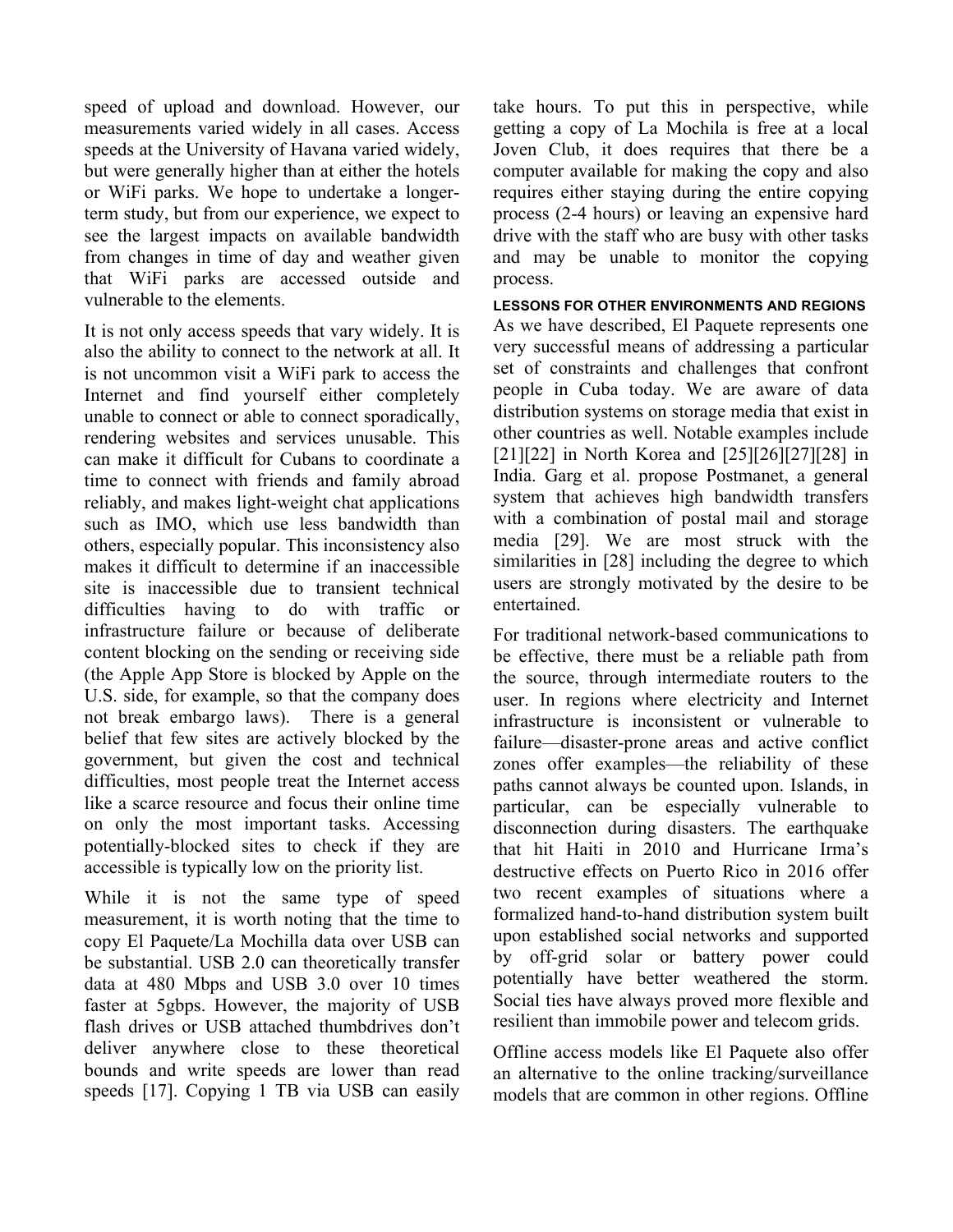speed of upload and download. However, our measurements varied widely in all cases. Access speeds at the University of Havana varied widely, but were generally higher than at either the hotels or WiFi parks. We hope to undertake a longer-term study, but from our experience, we expect to see the largest impacts on available bandwidth from changes in time of day and weather given that WiFi parks are accessed outside and vulnerable to the elements.

It is not only access speeds that vary widely. It is also the ability to connect to the network at all. It is not uncommon visit a WiFi park to access the Internet and find yourself either completely unable to connect or able to connect sporadically, rendering websites and services unusable. This can make it difficult for Cubans to coordinate a time to connect with friends and family abroad reliably, and makes light-weight chat applications such as IMO, which use less bandwidth than others, especially popular. This inconsistency also makes it difficult to determine if an inaccessible site is inaccessible due to transient technical difficulties having to do with traffic or infrastructure failure or because of deliberate content blocking on the sending or receiving side (the Apple App Store is blocked by Apple on the U.S. side, for example, so that the company does not break embargo laws). There is a general belief that few sites are actively blocked by the government, but given the cost and technical difficulties, most people treat the Internet access like a scarce resource and focus their online time on only the most important tasks. Accessing potentially-blocked sites to check if they are accessible is typically low on the priority list.

While it is not the same type of speed measurement, it is worth noting that the time to copy El Paquete/La Mochilla data over USB can be substantial. USB 2.0 can theoretically transfer data at 480 Mbps and USB 3.0 over 10 times faster at 5gbps. However, the majority of USB flash drives or USB attached thumbdrives don't deliver anywhere close to these theoretical bounds and write speeds are lower than read speeds [17]. Copying 1 TB via USB can easily take hours. To put this in perspective, while getting a copy of La Mochila is free at a local Joven Club, it does requires that there be a computer available for making the copy and also requires either staying during the entire copying process (2-4 hours) or leaving an expensive hard drive with the staff who are busy with other tasks and may be unable to monitor the copying process.

### LESSONS FOR OTHER ENVIRONMENTS AND REGIONS

As we have described, El Paquete represents one very successful means of addressing a particular set of constraints and challenges that confront people in Cuba today. We are aware of data distribution systems on storage media that exist in other countries as well. Notable examples include [21][22] in North Korea and [25][26][27][28] in India. Garg et al. propose Postmanet, a general system that achieves high bandwidth transfers with a combination of postal mail and storage media [29]. We are most struck with the similarities in [28] including the degree to which users are strongly motivated by the desire to be entertained.

For traditional network-based communications to be effective, there must be a reliable path from the source, through intermediate routers to the user. In regions where electricity and Internet infrastructure is inconsistent or vulnerable to failure—disaster-prone areas and active conflict zones offer examples—the reliability of these paths cannot always be counted upon. Islands, in particular, can be especially vulnerable to disconnection during disasters. The earthquake that hit Haiti in 2010 and Hurricane Irma's destructive effects on Puerto Rico in 2016 offer two recent examples of situations where a formalized hand-to-hand distribution system built upon established social networks and supported by off-grid solar or battery power could potentially have better weathered the storm. Social ties have always proved more flexible and resilient than immobile power and telecom grids.

Offline access models like El Paquete also offer an alternative to the online tracking/surveillance models that are common in other regions. Offline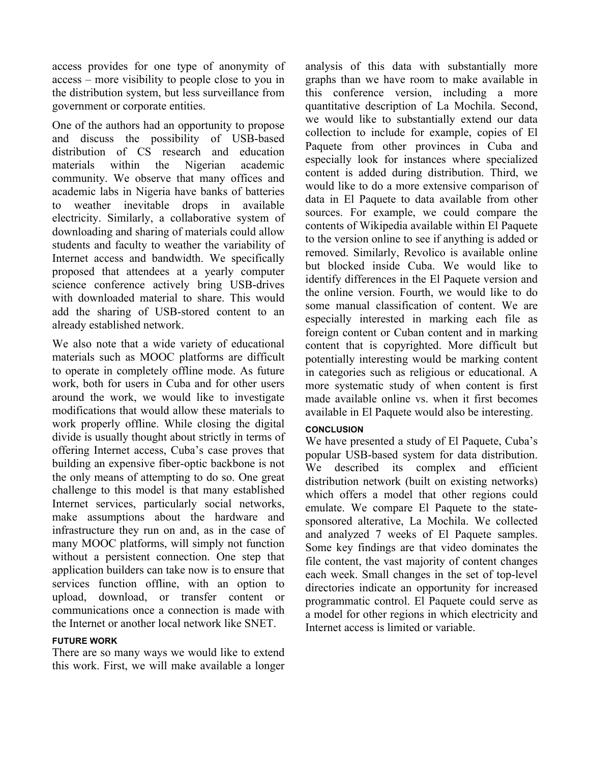access provides for one type of anonymity of access – more visibility to people close to you in the distribution system, but less surveillance from government or corporate entities.

One of the authors had an opportunity to propose and discuss the possibility of USB-based distribution of CS research and education materials within the Nigerian academic community. We observe that many offices and academic labs in Nigeria have banks of batteries to weather inevitable drops in available electricity. Similarly, a collaborative system of downloading and sharing of materials could allow students and faculty to weather the variability of Internet access and bandwidth. We specifically proposed that attendees at a yearly computer science conference actively bring USB-drives with downloaded material to share. This would add the sharing of USB-stored content to an already established network.

We also note that a wide variety of educational materials such as MOOC platforms are difficult to operate in completely offline mode. As future work, both for users in Cuba and for other users around the work, we would like to investigate modifications that would allow these materials to work properly offline. While closing the digital divide is usually thought about strictly in terms of offering Internet access, Cuba's case proves that building an expensive fiber-optic backbone is not the only means of attempting to do so. One great challenge to this model is that many established Internet services, particularly social networks, make assumptions about the hardware and infrastructure they run on and, as in the case of many MOOC platforms, will simply not function without a persistent connection. One step that application builders can take now is to ensure that services function offline, with an option to upload, download, or transfer content or communications once a connection is made with the Internet or another local network like SNET.

### FUTURE WORK

There are so many ways we would like to extend this work. First, we will make available a longer analysis of this data with substantially more graphs than we have room to make available in this conference version, including a more quantitative description of La Mochila. Second, we would like to substantially extend our data collection to include for example, copies of El Paquete from other provinces in Cuba and especially look for instances where specialized content is added during distribution. Third, we would like to do a more extensive comparison of data in El Paquete to data available from other sources. For example, we could compare the contents of Wikipedia available within El Paquete to the version online to see if anything is added or removed. Similarly, Revolico is available online but blocked inside Cuba. We would like to identify differences in the El Paquete version and the online version. Fourth, we would like to do some manual classification of content. We are especially interested in marking each file as foreign content or Cuban content and in marking content that is copyrighted. More difficult but potentially interesting would be marking content in categories such as religious or educational. A more systematic study of when content is first made available online vs. when it first becomes available in El Paquete would also be interesting.

### CONCLUSION

We have presented a study of El Paquete, Cuba's popular USB-based system for data distribution. We described its complex and efficient distribution network (built on existing networks) which offers a model that other regions could emulate. We compare El Paquete to the state-sponsored alterative, La Mochila. We collected and analyzed 7 weeks of El Paquete samples. Some key findings are that video dominates the file content, the vast majority of content changes each week. Small changes in the set of top-level directories indicate an opportunity for increased programmatic control. El Paquete could serve as a model for other regions in which electricity and Internet access is limited or variable.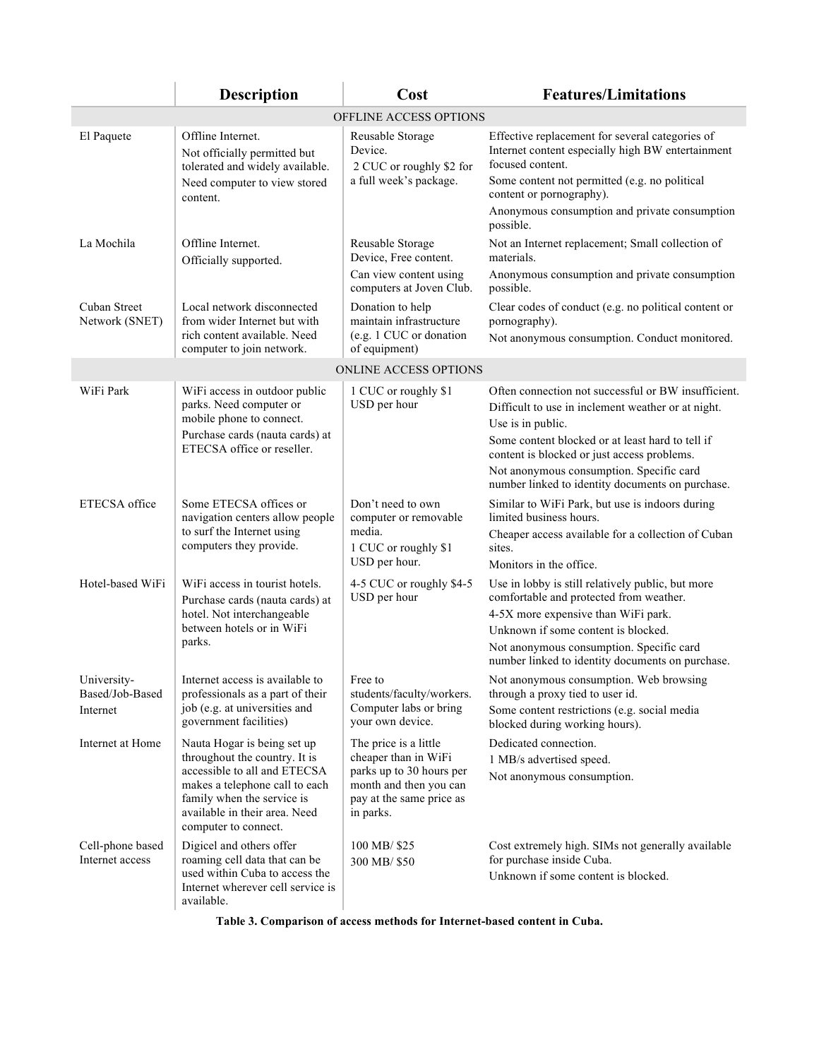| | Description | Cost | Features/Limitations |
|---|---|---|---|
| | | OFFLINE ACCESS OPTIONS | |
| El Paquete | Offline Internet. Not officially permitted but tolerated and widely available. Need computer to view stored content. | Reusable Storage Device. 2 CUC or roughly $2 for a full week's package. | Effective replacement for several categories of Internet content especially high BW entertainment focused content. Some content not permitted (e.g. no political content or pornography). Anonymous consumption and private consumption possible. |
| La Mochila | Offline Internet. Officially supported. | Reusable Storage Device, Free content. Can view content using computers at Joven Club. | Not an Internet replacement; Small collection of materials. Anonymous consumption and private consumption possible. |
| Cuban Street Network (SNET) | Local network disconnected from wider Internet but with rich content available. Need computer to join network. | Donation to help maintain infrastructure (e.g. 1 CUC or donation of equipment) | Clear codes of conduct (e.g. no political content or pornography). Not anonymous consumption. Conduct monitored. |
| | | ONLINE ACCESS OPTIONS | |
| WiFi Park | WiFi access in outdoor public parks. Need computer or mobile phone to connect. Purchase cards (nauta cards) at ETECSA office or reseller. | 1 CUC or roughly $1 USD per hour | Often connection not successful or BW insufficient. Difficult to use in inclement weather or at night. Use is in public. Some content blocked or at least hard to tell if content is blocked or just access problems. Not anonymous consumption. Specific card number linked to identity documents on purchase. |
| ETECSA office | Some ETECSA offices or navigation centers allow people to surf the Internet using computers they provide. | Don't need to own computer or removable media. 1 CUC or roughly $1 USD per hour. | Similar to WiFi Park, but use is indoors during limited business hours. Cheaper access available for a collection of Cuban sites. Monitors in the office. |
| Hotel-based WiFi | WiFi access in tourist hotels. Purchase cards (nauta cards) at hotel. Not interchangeable between hotels or in WiFi parks. | 4-5 CUC or roughly $4-5 USD per hour | Use in lobby is still relatively public, but more comfortable and protected from weather. 4-5X more expensive than WiFi park. Unknown if some content is blocked. Not anonymous consumption. Specific card number linked to identity documents on purchase. |
| University-Based/Job-Based Internet | Internet access is available to professionals as a part of their job (e.g. at universities and government facilities) | Free to students/faculty/workers. Computer labs or bring your own device. | Not anonymous consumption. Web browsing through a proxy tied to user id. Some content restrictions (e.g. social media blocked during working hours). |
| Internet at Home | Nauta Hogar is being set up throughout the country. It is accessible to all and ETECSA makes a telephone call to each family when the service is available in their area. Need computer to connect. | The price is a little cheaper than in WiFi parks up to 30 hours per month and then you can pay at the same price as in parks. | Dedicated connection. 1 MB/s advertised speed. Not anonymous consumption. |
| Cell-phone based Internet access | Digicel and others offer roaming cell data that can be used within Cuba to access the Internet wherever cell service is available. | 100 MB/ $25 300 MB/ $50 | Cost extremely high. SIMs not generally available for purchase inside Cuba. Unknown if some content is blocked. |

**Table 3. Comparison of access methods for Internet-based content in Cuba.**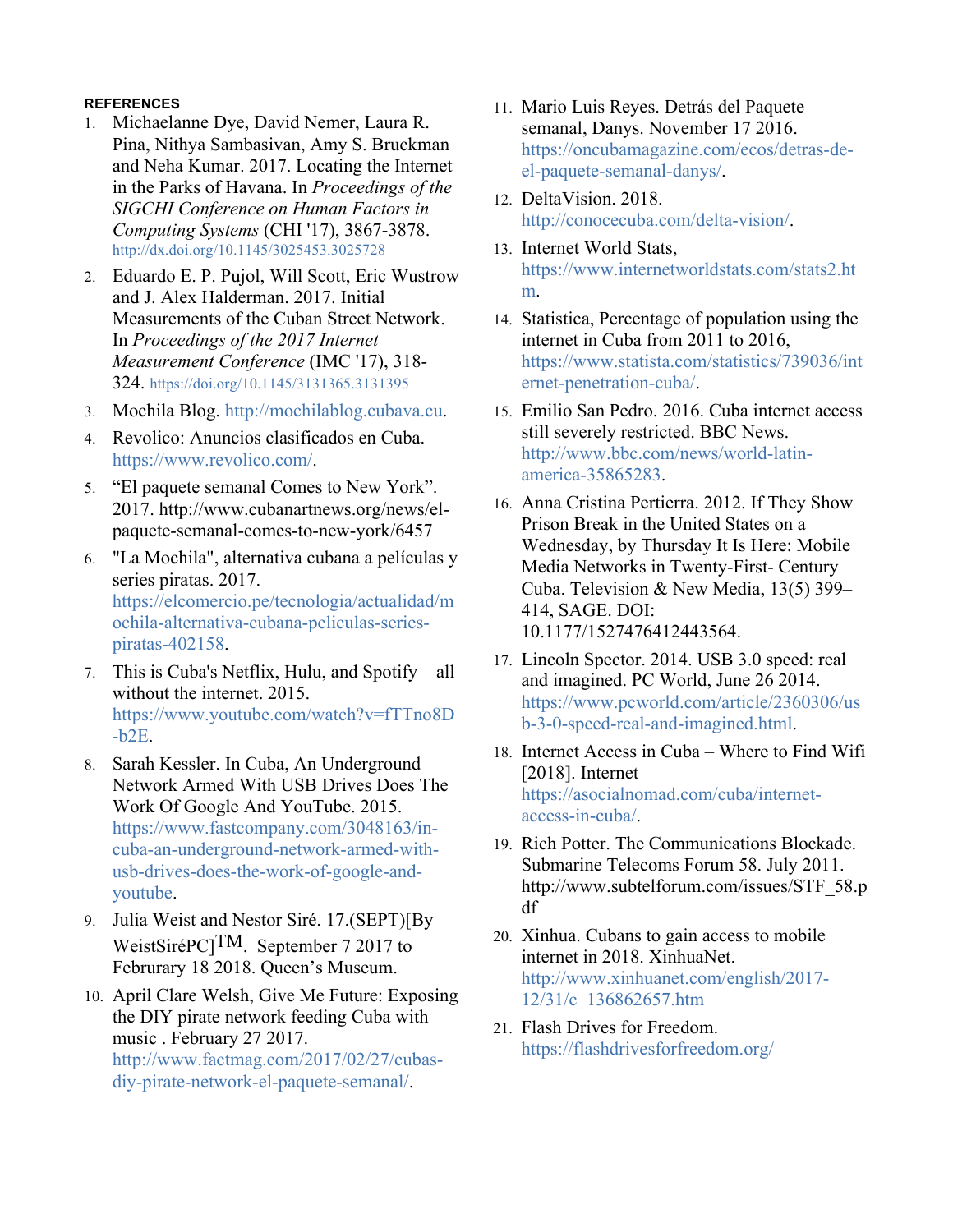**REFERENCES**

1. Michaelanne Dye, David Nemer, Laura R. Pina, Nithya Sambasivan, Amy S. Bruckman and Neha Kumar. 2017. Locating the Internet in the Parks of Havana. In *Proceedings of the SIGCHI Conference on Human Factors in Computing Systems* (CHI '17), 3867-3878. http://dx.doi.org/10.1145/3025453.3025728
2. Eduardo E. P. Pujol, Will Scott, Eric Wustrow and J. Alex Halderman. 2017. Initial Measurements of the Cuban Street Network. In *Proceedings of the 2017 Internet Measurement Conference* (IMC '17), 318-324. https://doi.org/10.1145/3131365.3131395
3. Mochila Blog. http://mochilablog.cubava.cu.
4. Revolico: Anuncios clasificados en Cuba. https://www.revolico.com/.
5. "El paquete semanal Comes to New York". 2017. http://www.cubanartnews.org/news/el-paquete-semanal-comes-to-new-york/6457
6. "La Mochila", alternativa cubana a películas y series piratas. 2017. https://elcomercio.pe/tecnologia/actualidad/mochila-alternativa-cubana-peliculas-series-piratas-402158.
7. This is Cuba's Netflix, Hulu, and Spotify – all without the internet. 2015. https://www.youtube.com/watch?v=fTTno8D-b2E.
8. Sarah Kessler. In Cuba, An Underground Network Armed With USB Drives Does The Work Of Google And YouTube. 2015. https://www.fastcompany.com/3048163/in-cuba-an-underground-network-armed-with-usb-drives-does-the-work-of-google-and-youtube.
9. Julia Weist and Nestor Siré. 17.(SEPT)[By WeistSiréPC]TM. September 7 2017 to Februrary 18 2018. Queen's Museum.
10. April Clare Welsh, Give Me Future: Exposing the DIY pirate network feeding Cuba with music . February 27 2017. http://www.factmag.com/2017/02/27/cubas-diy-pirate-network-el-paquete-semanal/.
11. Mario Luis Reyes. Detrás del Paquete semanal, Danys. November 17 2016. https://oncubamagazine.com/ecos/detras-de-el-paquete-semanal-danys/.
12. DeltaVision. 2018. http://conocecuba.com/delta-vision/.
13. Internet World Stats, https://www.internetworldstats.com/stats2.htm.
14. Statistica, Percentage of population using the internet in Cuba from 2011 to 2016, https://www.statista.com/statistics/739036/internet-penetration-cuba/.
15. Emilio San Pedro. 2016. Cuba internet access still severely restricted. BBC News. http://www.bbc.com/news/world-latin-america-35865283.
16. Anna Cristina Pertierra. 2012. If They Show Prison Break in the United States on a Wednesday, by Thursday It Is Here: Mobile Media Networks in Twenty-First- Century Cuba. Television & New Media, 13(5) 399–414, SAGE. DOI: 10.1177/1527476412443564.
17. Lincoln Spector. 2014. USB 3.0 speed: real and imagined. PC World, June 26 2014. https://www.pcworld.com/article/2360306/usb-3-0-speed-real-and-imagined.html.
18. Internet Access in Cuba – Where to Find Wifi [2018]. Internet https://asocialnomad.com/cuba/internet-access-in-cuba/.
19. Rich Potter. The Communications Blockade. Submarine Telecoms Forum 58. July 2011. http://www.subtelforum.com/issues/STF_58.pdf
20. Xinhua. Cubans to gain access to mobile internet in 2018. XinhuaNet. http://www.xinhuanet.com/english/2017-12/31/c_136862657.htm
21. Flash Drives for Freedom. https://flashdrivesforfreedom.org/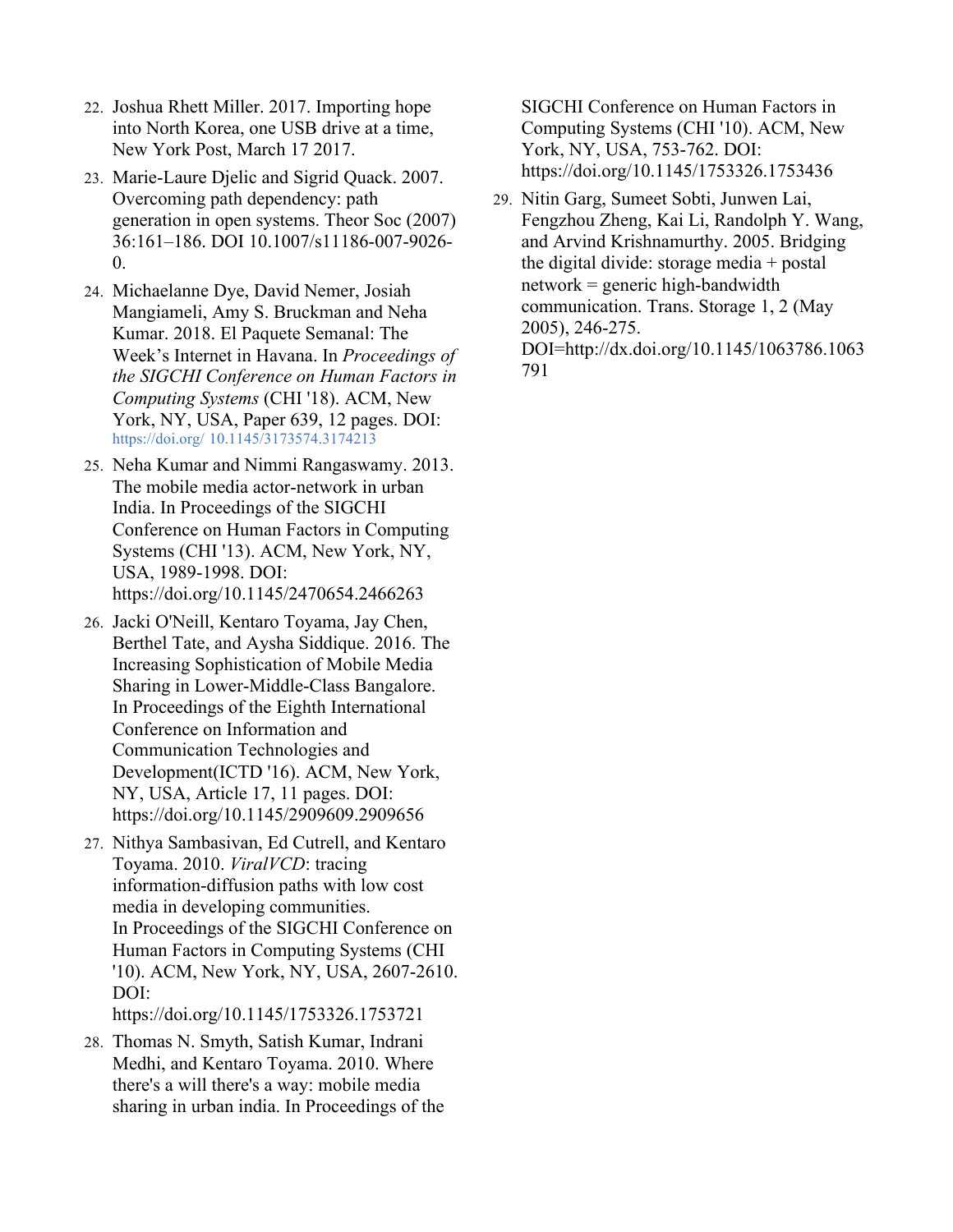22. Joshua Rhett Miller. 2017. Importing hope into North Korea, one USB drive at a time, New York Post, March 17 2017.
23. Marie-Laure Djelic and Sigrid Quack. 2007. Overcoming path dependency: path generation in open systems. Theor Soc (2007) 36:161–186. DOI 10.1007/s11186-007-9026-0.
24. Michaelanne Dye, David Nemer, Josiah Mangiameli, Amy S. Bruckman and Neha Kumar. 2018. El Paquete Semanal: The Week's Internet in Havana. In *Proceedings of the SIGCHI Conference on Human Factors in Computing Systems* (CHI '18). ACM, New York, NY, USA, Paper 639, 12 pages. DOI: https://doi.org/ 10.1145/3173574.3174213
25. Neha Kumar and Nimmi Rangaswamy. 2013. The mobile media actor-network in urban India. In Proceedings of the SIGCHI Conference on Human Factors in Computing Systems (CHI '13). ACM, New York, NY, USA, 1989-1998. DOI: https://doi.org/10.1145/2470654.2466263
26. Jacki O'Neill, Kentaro Toyama, Jay Chen, Berthel Tate, and Aysha Siddique. 2016. The Increasing Sophistication of Mobile Media Sharing in Lower-Middle-Class Bangalore. In Proceedings of the Eighth International Conference on Information and Communication Technologies and Development(ICTD '16). ACM, New York, NY, USA, Article 17, 11 pages. DOI: https://doi.org/10.1145/2909609.2909656
27. Nithya Sambasivan, Ed Cutrell, and Kentaro Toyama. 2010. *ViralVCD*: tracing information-diffusion paths with low cost media in developing communities. In Proceedings of the SIGCHI Conference on Human Factors in Computing Systems (CHI '10). ACM, New York, NY, USA, 2607-2610. DOI: https://doi.org/10.1145/1753326.1753721
28. Thomas N. Smyth, Satish Kumar, Indrani Medhi, and Kentaro Toyama. 2010. Where there's a will there's a way: mobile media sharing in urban india. In Proceedings of the SIGCHI Conference on Human Factors in Computing Systems (CHI '10). ACM, New York, NY, USA, 753-762. DOI: https://doi.org/10.1145/1753326.1753436
29. Nitin Garg, Sumeet Sobti, Junwen Lai, Fengzhou Zheng, Kai Li, Randolph Y. Wang, and Arvind Krishnamurthy. 2005. Bridging the digital divide: storage media + postal network = generic high-bandwidth communication. Trans. Storage 1, 2 (May 2005), 246-275. DOI=http://dx.doi.org/10.1145/1063786.1063791